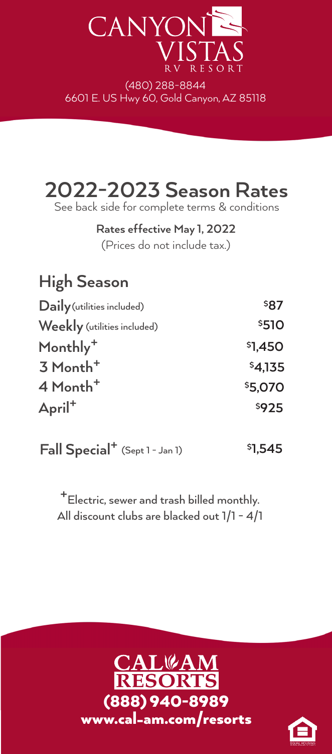# CANYON VISTAS

RV RESORT

(480) 288-8844
6601 E. US Hwy 60, Gold Canyon, AZ 85118

## 2022-2023 Season Rates

See back side for complete terms & conditions

**Rates effective May 1, 2022**

(Prices do not include tax.)

### High Season

| | |
|---|---|
| **Daily** (utilities included) | **$87** |
| **Weekly** (utilities included) | **$510** |
| **Monthly**+ | **$1,450** |
| **3 Month**+ | **$4,135** |
| **4 Month**+ | **$5,070** |
| **April**+ | **$925** |

**Fall Special**+ (Sept 1 - Jan 1) **$1,545**

+Electric, sewer and trash billed monthly.
All discount clubs are blacked out 1/1 - 4/1

**CAL AM RESORTS**

**(888) 940-8989**

**www.cal-am.com/resorts**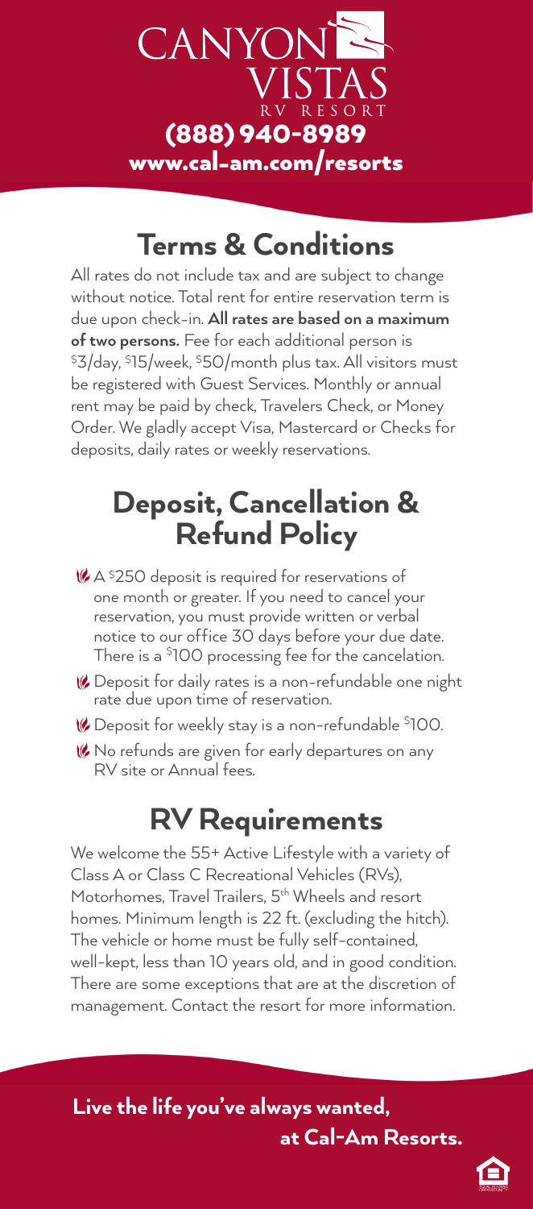# CANYON VISTAS

RV RESORT

**(888) 940-8989**

**www.cal-am.com/resorts**

## Terms & Conditions

All rates do not include tax and are subject to change without notice. Total rent for entire reservation term is due upon check-in. **All rates are based on a maximum of two persons.** Fee for each additional person is $3/day, $15/week, $50/month plus tax. All visitors must be registered with Guest Services. Monthly or annual rent may be paid by check, Travelers Check, or Money Order. We gladly accept Visa, Mastercard or Checks for deposits, daily rates or weekly reservations.

## Deposit, Cancellation & Refund Policy

- A $250 deposit is required for reservations of one month or greater. If you need to cancel your reservation, you must provide written or verbal notice to our office 30 days before your due date. There is a $100 processing fee for the cancelation.
- Deposit for daily rates is a non-refundable one night rate due upon time of reservation.
- Deposit for weekly stay is a non-refundable $100.
- No refunds are given for early departures on any RV site or Annual fees.

## RV Requirements

We welcome the 55+ Active Lifestyle with a variety of Class A or Class C Recreational Vehicles (RVs), Motorhomes, Travel Trailers, 5th Wheels and resort homes. Minimum length is 22 ft. (excluding the hitch). The vehicle or home must be fully self-contained, well-kept, less than 10 years old, and in good condition. There are some exceptions that are at the discretion of management. Contact the resort for more information.

**Live the life you've always wanted, at Cal-Am Resorts.**